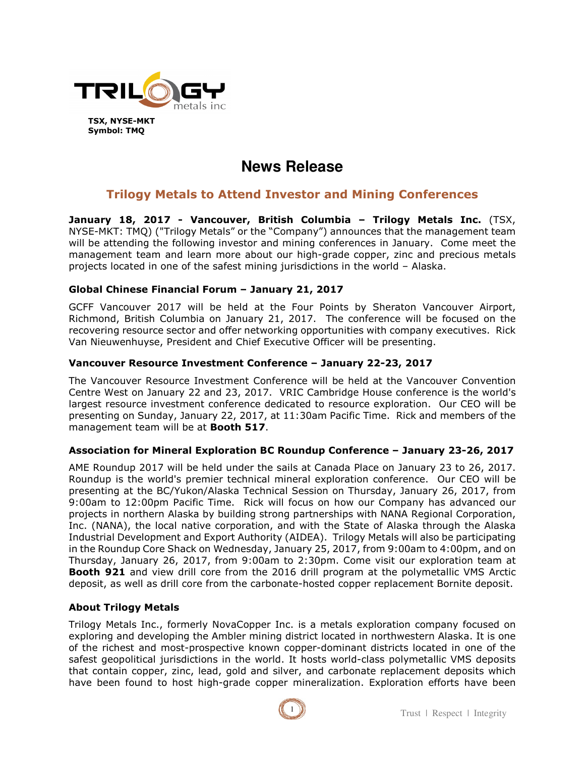TSX, NYSE-MKT
Symbol: TMQ

# News Release

## Trilogy Metals to Attend Investor and Mining Conferences

**January 18, 2017 - Vancouver, British Columbia – Trilogy Metals Inc.** (TSX, NYSE-MKT: TMQ) ("Trilogy Metals" or the "Company") announces that the management team will be attending the following investor and mining conferences in January. Come meet the management team and learn more about our high-grade copper, zinc and precious metals projects located in one of the safest mining jurisdictions in the world – Alaska.

### Global Chinese Financial Forum – January 21, 2017

GCFF Vancouver 2017 will be held at the Four Points by Sheraton Vancouver Airport, Richmond, British Columbia on January 21, 2017. The conference will be focused on the recovering resource sector and offer networking opportunities with company executives. Rick Van Nieuwenhuyse, President and Chief Executive Officer will be presenting.

### Vancouver Resource Investment Conference – January 22-23, 2017

The Vancouver Resource Investment Conference will be held at the Vancouver Convention Centre West on January 22 and 23, 2017. VRIC Cambridge House conference is the world's largest resource investment conference dedicated to resource exploration. Our CEO will be presenting on Sunday, January 22, 2017, at 11:30am Pacific Time. Rick and members of the management team will be at **Booth 517**.

### Association for Mineral Exploration BC Roundup Conference – January 23-26, 2017

AME Roundup 2017 will be held under the sails at Canada Place on January 23 to 26, 2017. Roundup is the world's premier technical mineral exploration conference. Our CEO will be presenting at the BC/Yukon/Alaska Technical Session on Thursday, January 26, 2017, from 9:00am to 12:00pm Pacific Time. Rick will focus on how our Company has advanced our projects in northern Alaska by building strong partnerships with NANA Regional Corporation, Inc. (NANA), the local native corporation, and with the State of Alaska through the Alaska Industrial Development and Export Authority (AIDEA). Trilogy Metals will also be participating in the Roundup Core Shack on Wednesday, January 25, 2017, from 9:00am to 4:00pm, and on Thursday, January 26, 2017, from 9:00am to 2:30pm. Come visit our exploration team at **Booth 921** and view drill core from the 2016 drill program at the polymetallic VMS Arctic deposit, as well as drill core from the carbonate-hosted copper replacement Bornite deposit.

### About Trilogy Metals

Trilogy Metals Inc., formerly NovaCopper Inc. is a metals exploration company focused on exploring and developing the Ambler mining district located in northwestern Alaska. It is one of the richest and most-prospective known copper-dominant districts located in one of the safest geopolitical jurisdictions in the world. It hosts world-class polymetallic VMS deposits that contain copper, zinc, lead, gold and silver, and carbonate replacement deposits which have been found to host high-grade copper mineralization. Exploration efforts have been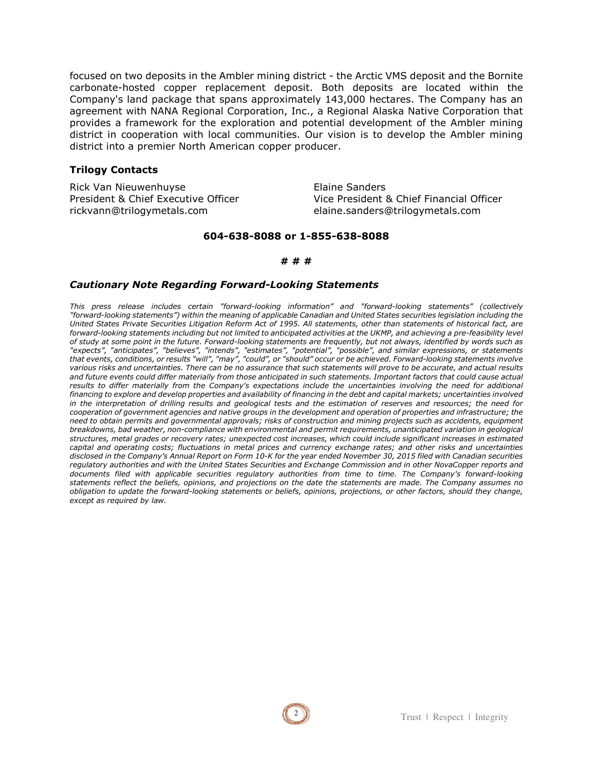focused on two deposits in the Ambler mining district - the Arctic VMS deposit and the Bornite carbonate-hosted copper replacement deposit. Both deposits are located within the Company's land package that spans approximately 143,000 hectares. The Company has an agreement with NANA Regional Corporation, Inc., a Regional Alaska Native Corporation that provides a framework for the exploration and potential development of the Ambler mining district in cooperation with local communities. Our vision is to develop the Ambler mining district into a premier North American copper producer.

### Trilogy Contacts

| | |
|---|---|
| Rick Van Nieuwenhuyse | Elaine Sanders |
| President & Chief Executive Officer | Vice President & Chief Financial Officer |
| rickvann@trilogymetals.com | elaine.sanders@trilogymetals.com |

**604-638-8088 or 1-855-638-8088**

**# # #**

### *Cautionary Note Regarding Forward-Looking Statements*

*This press release includes certain "forward-looking information" and "forward-looking statements" (collectively "forward-looking statements") within the meaning of applicable Canadian and United States securities legislation including the United States Private Securities Litigation Reform Act of 1995. All statements, other than statements of historical fact, are forward-looking statements including but not limited to anticipated activities at the UKMP, and achieving a pre-feasibility level of study at some point in the future. Forward-looking statements are frequently, but not always, identified by words such as "expects", "anticipates", "believes", "intends", "estimates", "potential", "possible", and similar expressions, or statements that events, conditions, or results "will", "may", "could", or "should" occur or be achieved. Forward-looking statements involve various risks and uncertainties. There can be no assurance that such statements will prove to be accurate, and actual results and future events could differ materially from those anticipated in such statements. Important factors that could cause actual results to differ materially from the Company's expectations include the uncertainties involving the need for additional financing to explore and develop properties and availability of financing in the debt and capital markets; uncertainties involved in the interpretation of drilling results and geological tests and the estimation of reserves and resources; the need for cooperation of government agencies and native groups in the development and operation of properties and infrastructure; the need to obtain permits and governmental approvals; risks of construction and mining projects such as accidents, equipment breakdowns, bad weather, non-compliance with environmental and permit requirements, unanticipated variation in geological structures, metal grades or recovery rates; unexpected cost increases, which could include significant increases in estimated capital and operating costs; fluctuations in metal prices and currency exchange rates; and other risks and uncertainties disclosed in the Company's Annual Report on Form 10-K for the year ended November 30, 2015 filed with Canadian securities regulatory authorities and with the United States Securities and Exchange Commission and in other NovaCopper reports and documents filed with applicable securities regulatory authorities from time to time. The Company's forward-looking statements reflect the beliefs, opinions, and projections on the date the statements are made. The Company assumes no obligation to update the forward-looking statements or beliefs, opinions, projections, or other factors, should they change, except as required by law.*